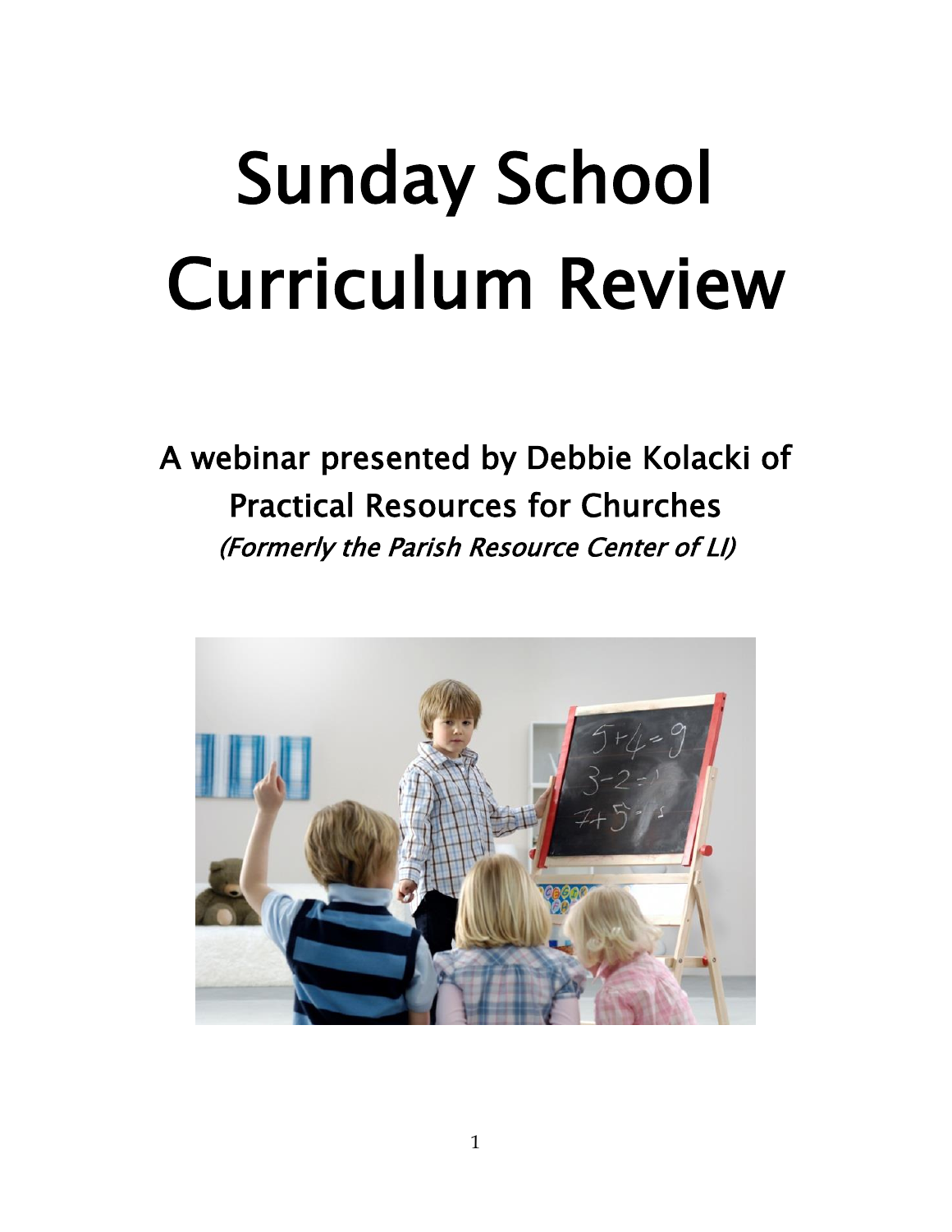# Sunday School Curriculum Review

A webinar presented by Debbie Kolacki of Practical Resources for Churches

*(Formerly the Parish Resource Center of LI)*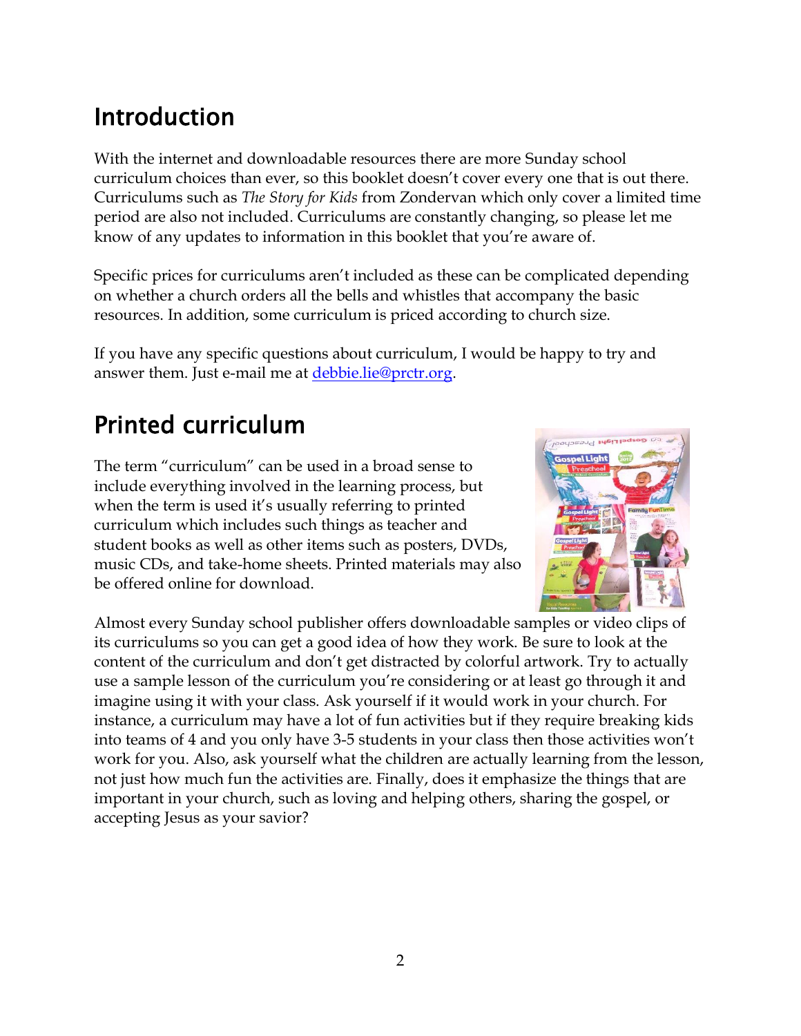## Introduction

With the internet and downloadable resources there are more Sunday school curriculum choices than ever, so this booklet doesn't cover every one that is out there. Curriculums such as *The Story for Kids* from Zondervan which only cover a limited time period are also not included. Curriculums are constantly changing, so please let me know of any updates to information in this booklet that you're aware of.

Specific prices for curriculums aren't included as these can be complicated depending on whether a church orders all the bells and whistles that accompany the basic resources. In addition, some curriculum is priced according to church size.

If you have any specific questions about curriculum, I would be happy to try and answer them. Just e-mail me at debbie.lie@prctr.org.

## Printed curriculum

The term "curriculum" can be used in a broad sense to include everything involved in the learning process, but when the term is used it's usually referring to printed curriculum which includes such things as teacher and student books as well as other items such as posters, DVDs, music CDs, and take-home sheets. Printed materials may also be offered online for download.

Almost every Sunday school publisher offers downloadable samples or video clips of its curriculums so you can get a good idea of how they work. Be sure to look at the content of the curriculum and don't get distracted by colorful artwork. Try to actually use a sample lesson of the curriculum you're considering or at least go through it and imagine using it with your class. Ask yourself if it would work in your church. For instance, a curriculum may have a lot of fun activities but if they require breaking kids into teams of 4 and you only have 3-5 students in your class then those activities won't work for you. Also, ask yourself what the children are actually learning from the lesson, not just how much fun the activities are. Finally, does it emphasize the things that are important in your church, such as loving and helping others, sharing the gospel, or accepting Jesus as your savior?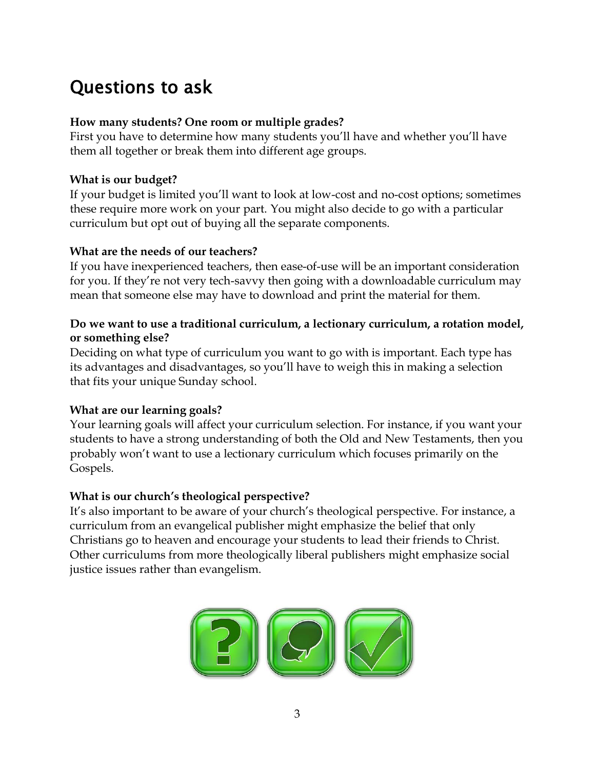# Questions to ask

**How many students? One room or multiple grades?**
First you have to determine how many students you'll have and whether you'll have them all together or break them into different age groups.

**What is our budget?**
If your budget is limited you'll want to look at low-cost and no-cost options; sometimes these require more work on your part. You might also decide to go with a particular curriculum but opt out of buying all the separate components.

**What are the needs of our teachers?**
If you have inexperienced teachers, then ease-of-use will be an important consideration for you. If they're not very tech-savvy then going with a downloadable curriculum may mean that someone else may have to download and print the material for them.

**Do we want to use a traditional curriculum, a lectionary curriculum, a rotation model, or something else?**
Deciding on what type of curriculum you want to go with is important. Each type has its advantages and disadvantages, so you'll have to weigh this in making a selection that fits your unique Sunday school.

**What are our learning goals?**
Your learning goals will affect your curriculum selection. For instance, if you want your students to have a strong understanding of both the Old and New Testaments, then you probably won't want to use a lectionary curriculum which focuses primarily on the Gospels.

**What is our church's theological perspective?**
It's also important to be aware of your church's theological perspective. For instance, a curriculum from an evangelical publisher might emphasize the belief that only Christians go to heaven and encourage your students to lead their friends to Christ. Other curriculums from more theologically liberal publishers might emphasize social justice issues rather than evangelism.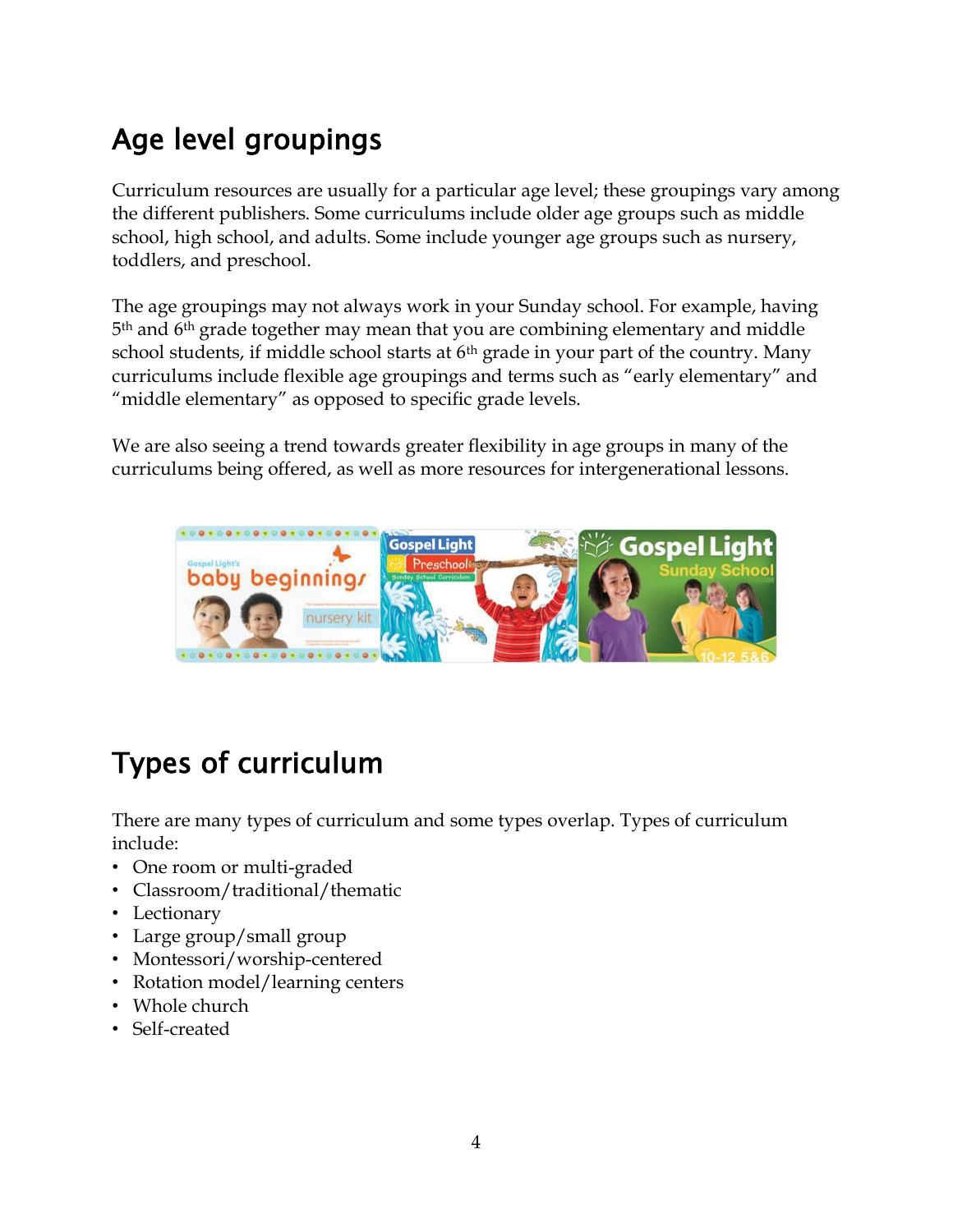## Age level groupings

Curriculum resources are usually for a particular age level; these groupings vary among the different publishers. Some curriculums include older age groups such as middle school, high school, and adults. Some include younger age groups such as nursery, toddlers, and preschool.

The age groupings may not always work in your Sunday school. For example, having 5th and 6th grade together may mean that you are combining elementary and middle school students, if middle school starts at 6th grade in your part of the country. Many curriculums include flexible age groupings and terms such as "early elementary" and "middle elementary" as opposed to specific grade levels.

We are also seeing a trend towards greater flexibility in age groups in many of the curriculums being offered, as well as more resources for intergenerational lessons.

## Types of curriculum

There are many types of curriculum and some types overlap. Types of curriculum include:

- One room or multi-graded
- Classroom/traditional/thematic
- Lectionary
- Large group/small group
- Montessori/worship-centered
- Rotation model/learning centers
- Whole church
- Self-created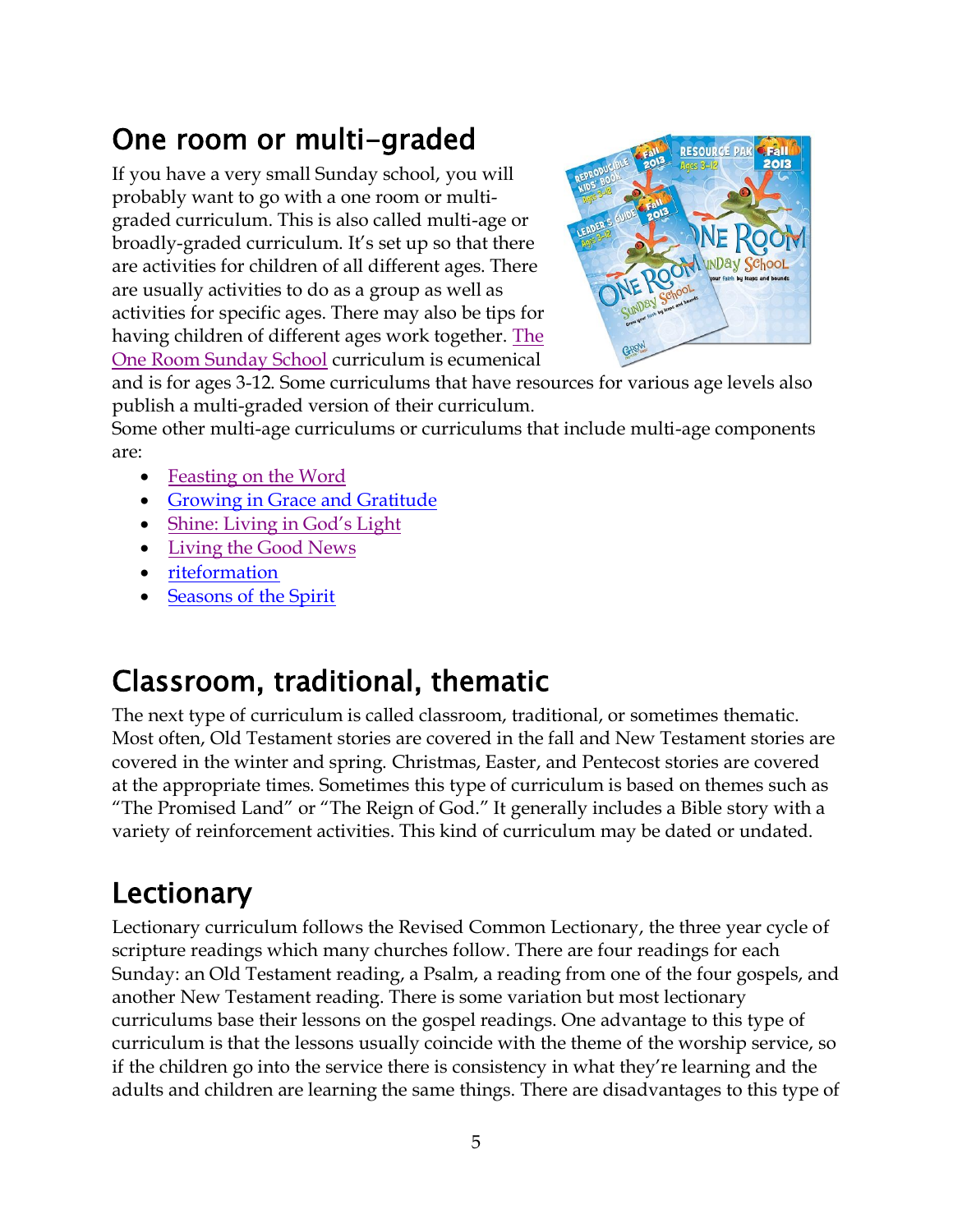## One room or multi-graded

If you have a very small Sunday school, you will probably want to go with a one room or multi-graded curriculum. This is also called multi-age or broadly-graded curriculum. It's set up so that there are activities for children of all different ages. There are usually activities to do as a group as well as activities for specific ages. There may also be tips for having children of different ages work together. The One Room Sunday School curriculum is ecumenical and is for ages 3-12. Some curriculums that have resources for various age levels also publish a multi-graded version of their curriculum.

Some other multi-age curriculums or curriculums that include multi-age components are:

- Feasting on the Word
- Growing in Grace and Gratitude
- Shine: Living in God's Light
- Living the Good News
- riteformation
- Seasons of the Spirit

## Classroom, traditional, thematic

The next type of curriculum is called classroom, traditional, or sometimes thematic. Most often, Old Testament stories are covered in the fall and New Testament stories are covered in the winter and spring. Christmas, Easter, and Pentecost stories are covered at the appropriate times. Sometimes this type of curriculum is based on themes such as "The Promised Land" or "The Reign of God." It generally includes a Bible story with a variety of reinforcement activities. This kind of curriculum may be dated or undated.

## Lectionary

Lectionary curriculum follows the Revised Common Lectionary, the three year cycle of scripture readings which many churches follow. There are four readings for each Sunday: an Old Testament reading, a Psalm, a reading from one of the four gospels, and another New Testament reading. There is some variation but most lectionary curriculums base their lessons on the gospel readings. One advantage to this type of curriculum is that the lessons usually coincide with the theme of the worship service, so if the children go into the service there is consistency in what they're learning and the adults and children are learning the same things. There are disadvantages to this type of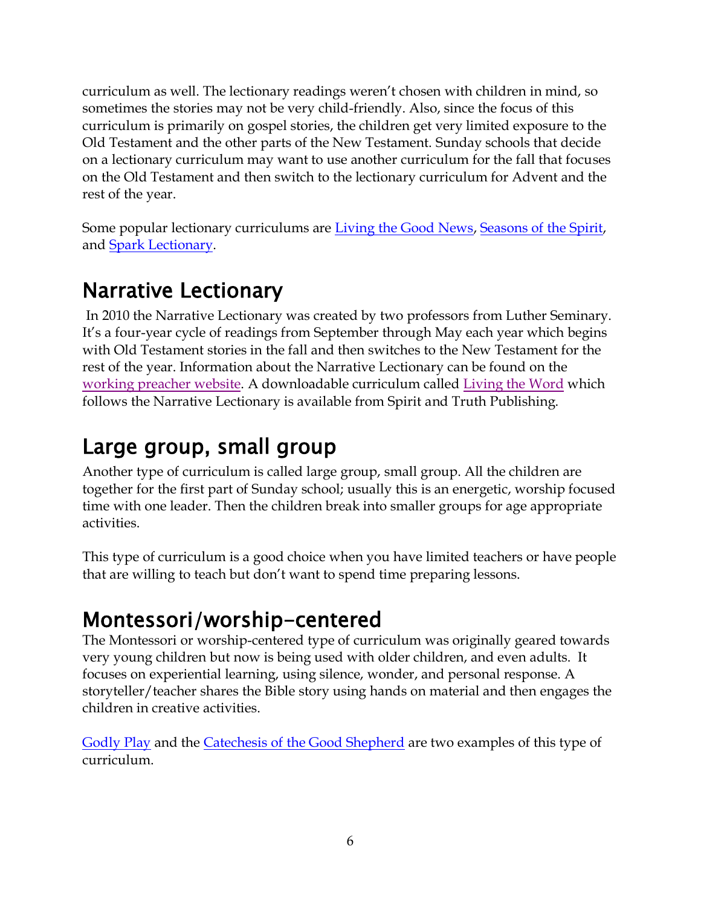curriculum as well. The lectionary readings weren't chosen with children in mind, so sometimes the stories may not be very child-friendly. Also, since the focus of this curriculum is primarily on gospel stories, the children get very limited exposure to the Old Testament and the other parts of the New Testament. Sunday schools that decide on a lectionary curriculum may want to use another curriculum for the fall that focuses on the Old Testament and then switch to the lectionary curriculum for Advent and the rest of the year.

Some popular lectionary curriculums are Living the Good News, Seasons of the Spirit, and Spark Lectionary.

## Narrative Lectionary

In 2010 the Narrative Lectionary was created by two professors from Luther Seminary. It's a four-year cycle of readings from September through May each year which begins with Old Testament stories in the fall and then switches to the New Testament for the rest of the year. Information about the Narrative Lectionary can be found on the working preacher website. A downloadable curriculum called Living the Word which follows the Narrative Lectionary is available from Spirit and Truth Publishing.

## Large group, small group

Another type of curriculum is called large group, small group. All the children are together for the first part of Sunday school; usually this is an energetic, worship focused time with one leader. Then the children break into smaller groups for age appropriate activities.

This type of curriculum is a good choice when you have limited teachers or have people that are willing to teach but don't want to spend time preparing lessons.

## Montessori/worship-centered

The Montessori or worship-centered type of curriculum was originally geared towards very young children but now is being used with older children, and even adults. It focuses on experiential learning, using silence, wonder, and personal response. A storyteller/teacher shares the Bible story using hands on material and then engages the children in creative activities.

Godly Play and the Catechesis of the Good Shepherd are two examples of this type of curriculum.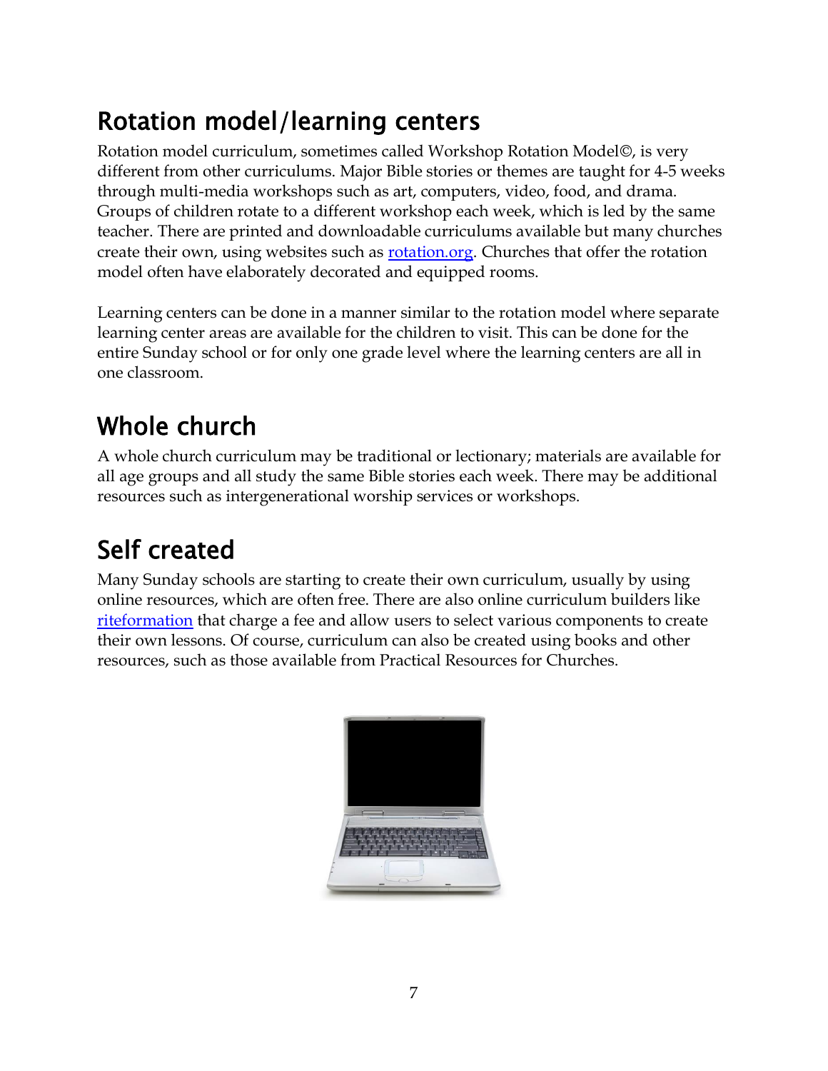## Rotation model/learning centers

Rotation model curriculum, sometimes called Workshop Rotation Model©, is very different from other curriculums. Major Bible stories or themes are taught for 4-5 weeks through multi-media workshops such as art, computers, video, food, and drama. Groups of children rotate to a different workshop each week, which is led by the same teacher. There are printed and downloadable curriculums available but many churches create their own, using websites such as rotation.org. Churches that offer the rotation model often have elaborately decorated and equipped rooms.

Learning centers can be done in a manner similar to the rotation model where separate learning center areas are available for the children to visit. This can be done for the entire Sunday school or for only one grade level where the learning centers are all in one classroom.

## Whole church

A whole church curriculum may be traditional or lectionary; materials are available for all age groups and all study the same Bible stories each week. There may be additional resources such as intergenerational worship services or workshops.

## Self created

Many Sunday schools are starting to create their own curriculum, usually by using online resources, which are often free. There are also online curriculum builders like riteformation that charge a fee and allow users to select various components to create their own lessons. Of course, curriculum can also be created using books and other resources, such as those available from Practical Resources for Churches.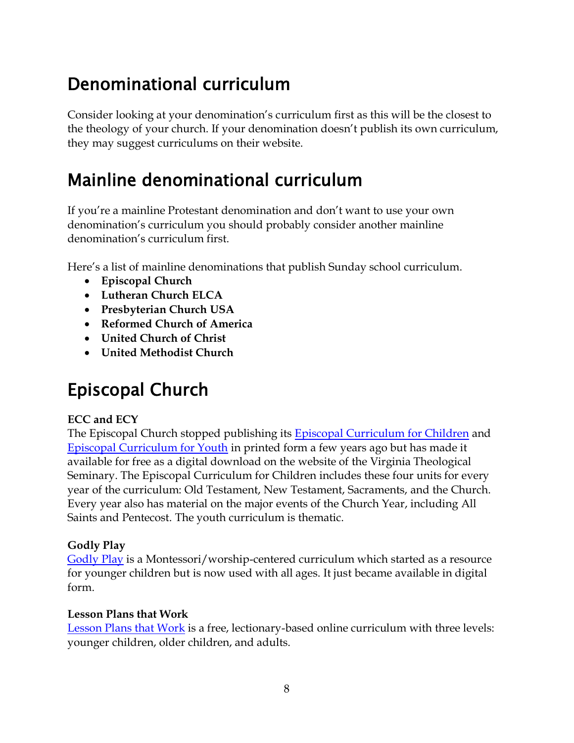# Denominational curriculum

Consider looking at your denomination's curriculum first as this will be the closest to the theology of your church. If your denomination doesn't publish its own curriculum, they may suggest curriculums on their website.

# Mainline denominational curriculum

If you're a mainline Protestant denomination and don't want to use your own denomination's curriculum you should probably consider another mainline denomination's curriculum first.

Here's a list of mainline denominations that publish Sunday school curriculum.

- **Episcopal Church**
- **Lutheran Church ELCA**
- **Presbyterian Church USA**
- **Reformed Church of America**
- **United Church of Christ**
- **United Methodist Church**

# Episcopal Church

**ECC and ECY**
The Episcopal Church stopped publishing its Episcopal Curriculum for Children and Episcopal Curriculum for Youth in printed form a few years ago but has made it available for free as a digital download on the website of the Virginia Theological Seminary. The Episcopal Curriculum for Children includes these four units for every year of the curriculum: Old Testament, New Testament, Sacraments, and the Church. Every year also has material on the major events of the Church Year, including All Saints and Pentecost. The youth curriculum is thematic.

**Godly Play**
Godly Play is a Montessori/worship-centered curriculum which started as a resource for younger children but is now used with all ages. It just became available in digital form.

**Lesson Plans that Work**
Lesson Plans that Work is a free, lectionary-based online curriculum with three levels: younger children, older children, and adults.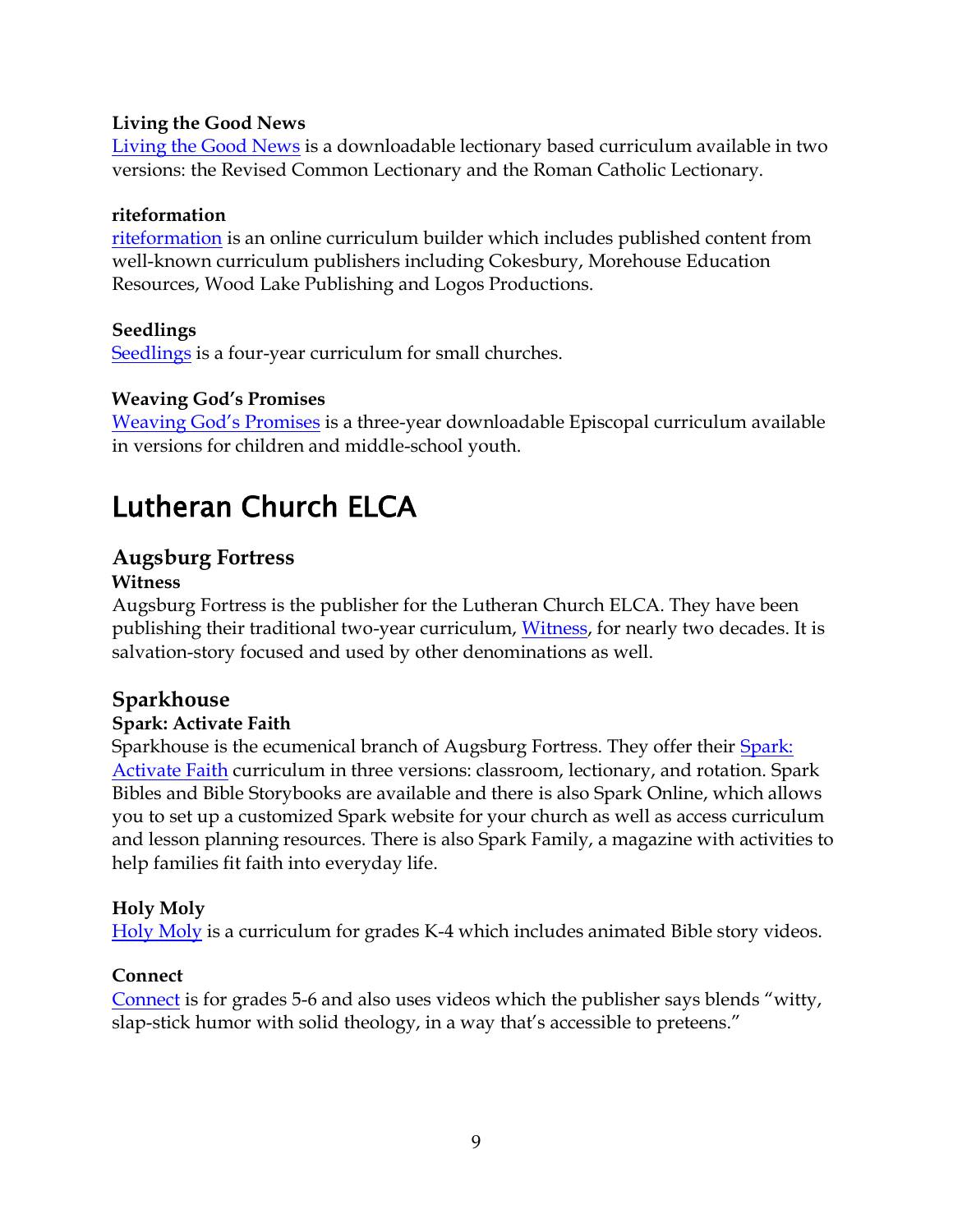**Living the Good News**

Living the Good News is a downloadable lectionary based curriculum available in two versions: the Revised Common Lectionary and the Roman Catholic Lectionary.

**riteformation**

riteformation is an online curriculum builder which includes published content from well-known curriculum publishers including Cokesbury, Morehouse Education Resources, Wood Lake Publishing and Logos Productions.

**Seedlings**

Seedlings is a four-year curriculum for small churches.

**Weaving God's Promises**

Weaving God's Promises is a three-year downloadable Episcopal curriculum available in versions for children and middle-school youth.

# Lutheran Church ELCA

## Augsburg Fortress

**Witness**

Augsburg Fortress is the publisher for the Lutheran Church ELCA. They have been publishing their traditional two-year curriculum, Witness, for nearly two decades. It is salvation-story focused and used by other denominations as well.

## Sparkhouse

**Spark: Activate Faith**

Sparkhouse is the ecumenical branch of Augsburg Fortress. They offer their Spark: Activate Faith curriculum in three versions: classroom, lectionary, and rotation. Spark Bibles and Bible Storybooks are available and there is also Spark Online, which allows you to set up a customized Spark website for your church as well as access curriculum and lesson planning resources. There is also Spark Family, a magazine with activities to help families fit faith into everyday life.

**Holy Moly**

Holy Moly is a curriculum for grades K-4 which includes animated Bible story videos.

**Connect**

Connect is for grades 5-6 and also uses videos which the publisher says blends "witty, slap-stick humor with solid theology, in a way that's accessible to preteens."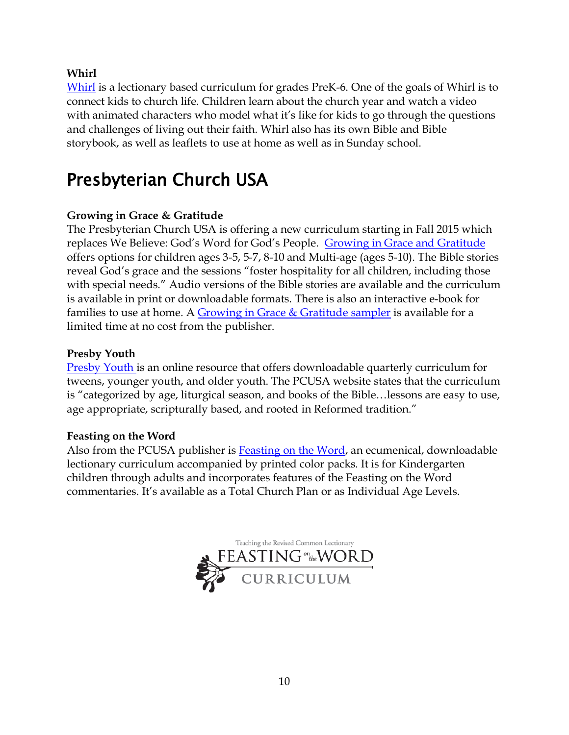**Whirl**

Whirl is a lectionary based curriculum for grades PreK-6. One of the goals of Whirl is to connect kids to church life. Children learn about the church year and watch a video with animated characters who model what it's like for kids to go through the questions and challenges of living out their faith. Whirl also has its own Bible and Bible storybook, as well as leaflets to use at home as well as in Sunday school.

# Presbyterian Church USA

**Growing in Grace & Gratitude**

The Presbyterian Church USA is offering a new curriculum starting in Fall 2015 which replaces We Believe: God's Word for God's People. Growing in Grace and Gratitude offers options for children ages 3-5, 5-7, 8-10 and Multi-age (ages 5-10). The Bible stories reveal God's grace and the sessions "foster hospitality for all children, including those with special needs." Audio versions of the Bible stories are available and the curriculum is available in print or downloadable formats. There is also an interactive e-book for families to use at home. A Growing in Grace & Gratitude sampler is available for a limited time at no cost from the publisher.

**Presby Youth**

Presby Youth is an online resource that offers downloadable quarterly curriculum for tweens, younger youth, and older youth. The PCUSA website states that the curriculum is "categorized by age, liturgical season, and books of the Bible…lessons are easy to use, age appropriate, scripturally based, and rooted in Reformed tradition."

**Feasting on the Word**

Also from the PCUSA publisher is Feasting on the Word, an ecumenical, downloadable lectionary curriculum accompanied by printed color packs. It is for Kindergarten children through adults and incorporates features of the Feasting on the Word commentaries. It's available as a Total Church Plan or as Individual Age Levels.

Teaching the Revised Common Lectionary
FEASTING on the WORD
CURRICULUM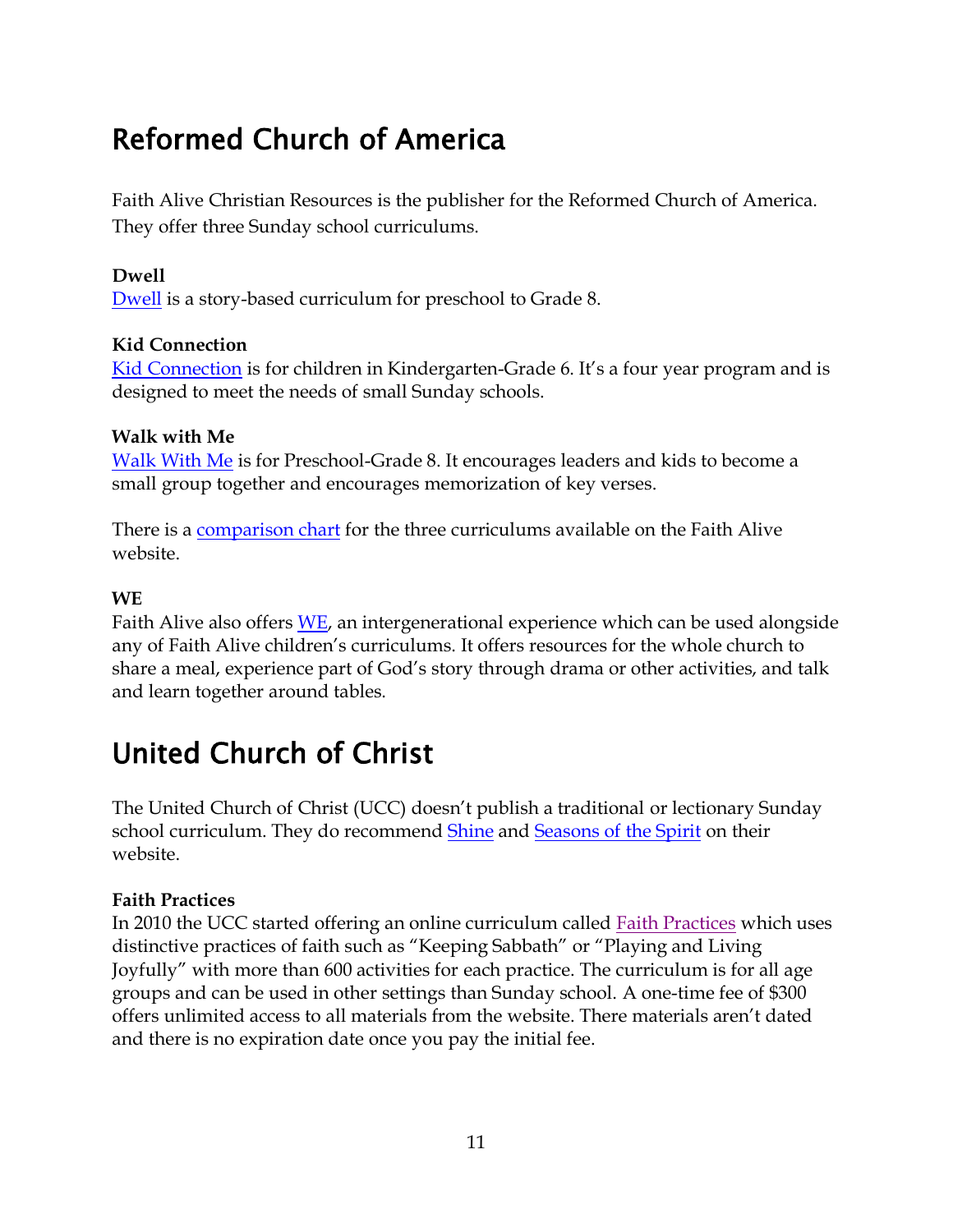# Reformed Church of America

Faith Alive Christian Resources is the publisher for the Reformed Church of America. They offer three Sunday school curriculums.

**Dwell**
Dwell is a story-based curriculum for preschool to Grade 8.

**Kid Connection**
Kid Connection is for children in Kindergarten-Grade 6. It's a four year program and is designed to meet the needs of small Sunday schools.

**Walk with Me**
Walk With Me is for Preschool-Grade 8. It encourages leaders and kids to become a small group together and encourages memorization of key verses.

There is a comparison chart for the three curriculums available on the Faith Alive website.

**WE**
Faith Alive also offers WE, an intergenerational experience which can be used alongside any of Faith Alive children's curriculums. It offers resources for the whole church to share a meal, experience part of God's story through drama or other activities, and talk and learn together around tables.

# United Church of Christ

The United Church of Christ (UCC) doesn't publish a traditional or lectionary Sunday school curriculum. They do recommend Shine and Seasons of the Spirit on their website.

**Faith Practices**
In 2010 the UCC started offering an online curriculum called Faith Practices which uses distinctive practices of faith such as "Keeping Sabbath" or "Playing and Living Joyfully" with more than 600 activities for each practice. The curriculum is for all age groups and can be used in other settings than Sunday school. A one-time fee of $300 offers unlimited access to all materials from the website. There materials aren't dated and there is no expiration date once you pay the initial fee.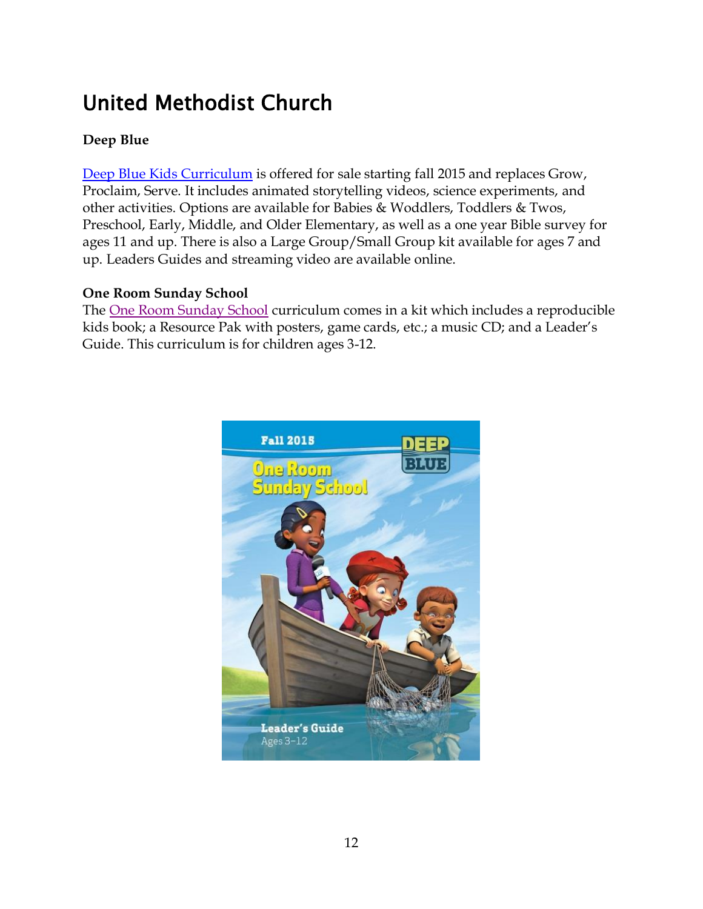# United Methodist Church

**Deep Blue**

Deep Blue Kids Curriculum is offered for sale starting fall 2015 and replaces Grow, Proclaim, Serve. It includes animated storytelling videos, science experiments, and other activities. Options are available for Babies & Woddlers, Toddlers & Twos, Preschool, Early, Middle, and Older Elementary, as well as a one year Bible survey for ages 11 and up. There is also a Large Group/Small Group kit available for ages 7 and up. Leaders Guides and streaming video are available online.

**One Room Sunday School**

The One Room Sunday School curriculum comes in a kit which includes a reproducible kids book; a Resource Pak with posters, game cards, etc.; a music CD; and a Leader's Guide. This curriculum is for children ages 3-12.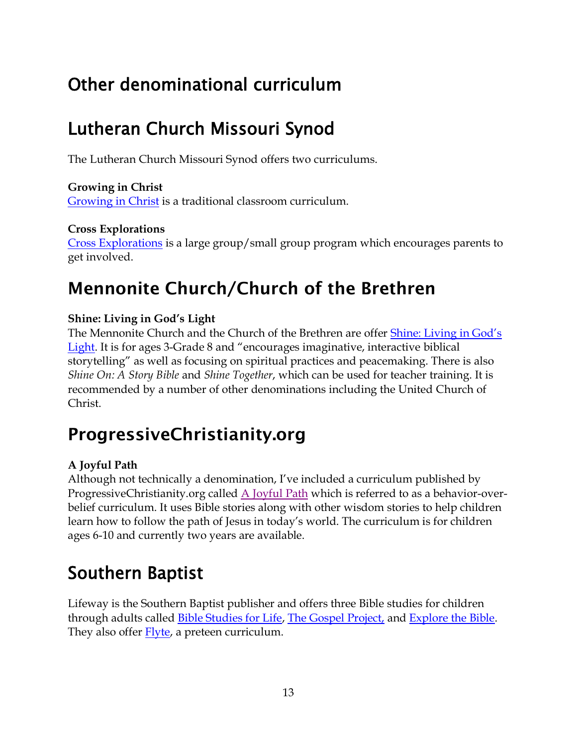# Other denominational curriculum

# Lutheran Church Missouri Synod

The Lutheran Church Missouri Synod offers two curriculums.

**Growing in Christ**
Growing in Christ is a traditional classroom curriculum.

**Cross Explorations**
Cross Explorations is a large group/small group program which encourages parents to get involved.

# Mennonite Church/Church of the Brethren

**Shine: Living in God's Light**
The Mennonite Church and the Church of the Brethren are offer Shine: Living in God's Light. It is for ages 3-Grade 8 and "encourages imaginative, interactive biblical storytelling" as well as focusing on spiritual practices and peacemaking. There is also *Shine On: A Story Bible* and *Shine Together*, which can be used for teacher training. It is recommended by a number of other denominations including the United Church of Christ.

# ProgressiveChristianity.org

**A Joyful Path**
Although not technically a denomination, I've included a curriculum published by ProgressiveChristianity.org called A Joyful Path which is referred to as a behavior-over-belief curriculum. It uses Bible stories along with other wisdom stories to help children learn how to follow the path of Jesus in today's world. The curriculum is for children ages 6-10 and currently two years are available.

# Southern Baptist

Lifeway is the Southern Baptist publisher and offers three Bible studies for children through adults called Bible Studies for Life, The Gospel Project, and Explore the Bible. They also offer Flyte, a preteen curriculum.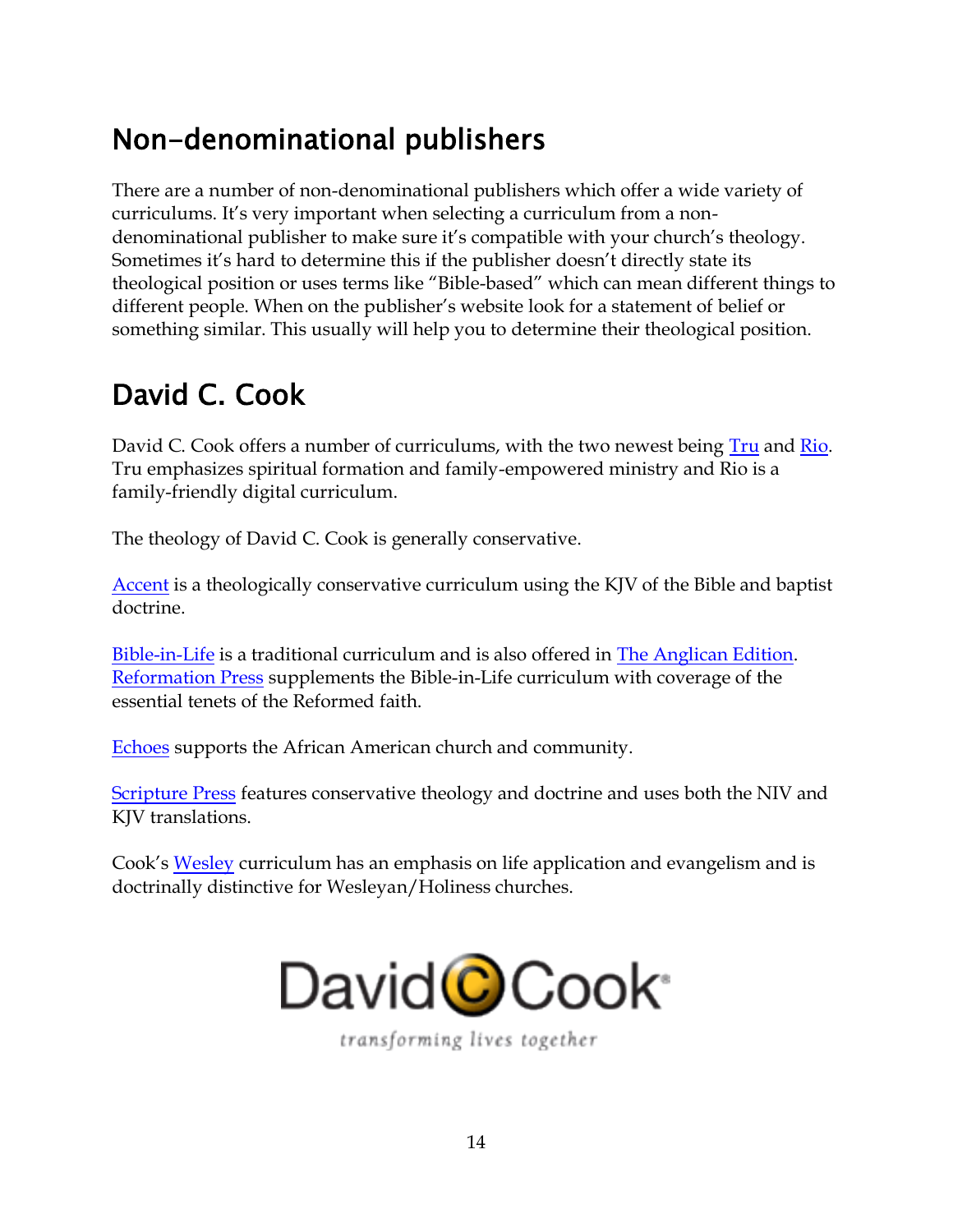## Non-denominational publishers

There are a number of non-denominational publishers which offer a wide variety of curriculums. It's very important when selecting a curriculum from a non-denominational publisher to make sure it's compatible with your church's theology. Sometimes it's hard to determine this if the publisher doesn't directly state its theological position or uses terms like "Bible-based" which can mean different things to different people. When on the publisher's website look for a statement of belief or something similar. This usually will help you to determine their theological position.

## David C. Cook

David C. Cook offers a number of curriculums, with the two newest being Tru and Rio. Tru emphasizes spiritual formation and family-empowered ministry and Rio is a family-friendly digital curriculum.

The theology of David C. Cook is generally conservative.

Accent is a theologically conservative curriculum using the KJV of the Bible and baptist doctrine.

Bible-in-Life is a traditional curriculum and is also offered in The Anglican Edition. Reformation Press supplements the Bible-in-Life curriculum with coverage of the essential tenets of the Reformed faith.

Echoes supports the African American church and community.

Scripture Press features conservative theology and doctrine and uses both the NIV and KJV translations.

Cook's Wesley curriculum has an emphasis on life application and evangelism and is doctrinally distinctive for Wesleyan/Holiness churches.

David C Cook

*transforming lives together*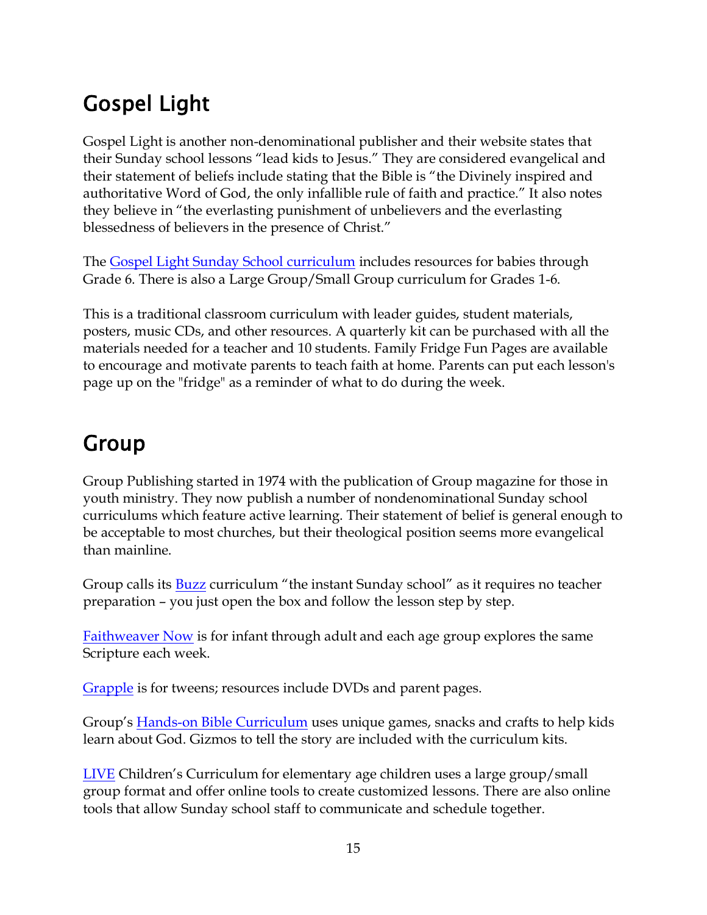## Gospel Light

Gospel Light is another non-denominational publisher and their website states that their Sunday school lessons "lead kids to Jesus." They are considered evangelical and their statement of beliefs include stating that the Bible is "the Divinely inspired and authoritative Word of God, the only infallible rule of faith and practice." It also notes they believe in "the everlasting punishment of unbelievers and the everlasting blessedness of believers in the presence of Christ."

The Gospel Light Sunday School curriculum includes resources for babies through Grade 6. There is also a Large Group/Small Group curriculum for Grades 1-6.

This is a traditional classroom curriculum with leader guides, student materials, posters, music CDs, and other resources. A quarterly kit can be purchased with all the materials needed for a teacher and 10 students. Family Fridge Fun Pages are available to encourage and motivate parents to teach faith at home. Parents can put each lesson's page up on the "fridge" as a reminder of what to do during the week.

## Group

Group Publishing started in 1974 with the publication of Group magazine for those in youth ministry. They now publish a number of nondenominational Sunday school curriculums which feature active learning. Their statement of belief is general enough to be acceptable to most churches, but their theological position seems more evangelical than mainline.

Group calls its Buzz curriculum "the instant Sunday school" as it requires no teacher preparation – you just open the box and follow the lesson step by step.

Faithweaver Now is for infant through adult and each age group explores the same Scripture each week.

Grapple is for tweens; resources include DVDs and parent pages.

Group's Hands-on Bible Curriculum uses unique games, snacks and crafts to help kids learn about God. Gizmos to tell the story are included with the curriculum kits.

LIVE Children's Curriculum for elementary age children uses a large group/small group format and offer online tools to create customized lessons. There are also online tools that allow Sunday school staff to communicate and schedule together.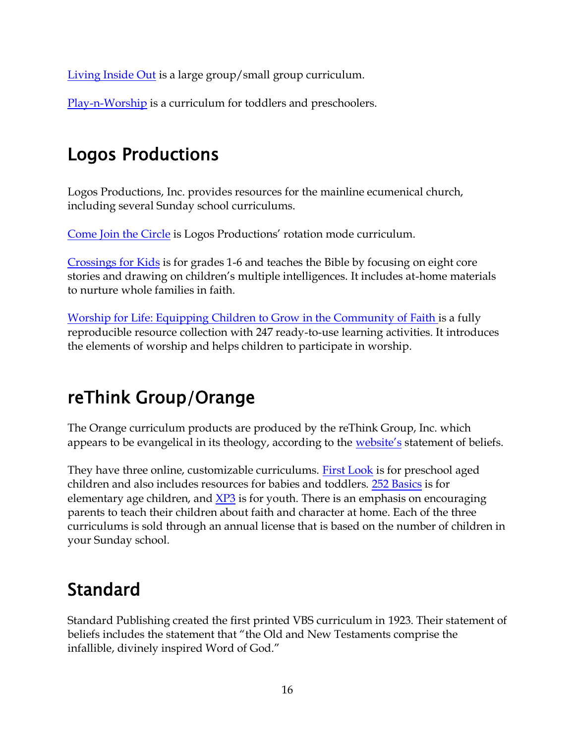Living Inside Out is a large group/small group curriculum.

Play-n-Worship is a curriculum for toddlers and preschoolers.

## Logos Productions

Logos Productions, Inc. provides resources for the mainline ecumenical church, including several Sunday school curriculums.

Come Join the Circle is Logos Productions' rotation mode curriculum.

Crossings for Kids is for grades 1-6 and teaches the Bible by focusing on eight core stories and drawing on children's multiple intelligences. It includes at-home materials to nurture whole families in faith.

Worship for Life: Equipping Children to Grow in the Community of Faith is a fully reproducible resource collection with 247 ready-to-use learning activities. It introduces the elements of worship and helps children to participate in worship.

## reThink Group/Orange

The Orange curriculum products are produced by the reThink Group, Inc. which appears to be evangelical in its theology, according to the website's statement of beliefs.

They have three online, customizable curriculums. First Look is for preschool aged children and also includes resources for babies and toddlers. 252 Basics is for elementary age children, and XP3 is for youth. There is an emphasis on encouraging parents to teach their children about faith and character at home. Each of the three curriculums is sold through an annual license that is based on the number of children in your Sunday school.

## Standard

Standard Publishing created the first printed VBS curriculum in 1923. Their statement of beliefs includes the statement that "the Old and New Testaments comprise the infallible, divinely inspired Word of God."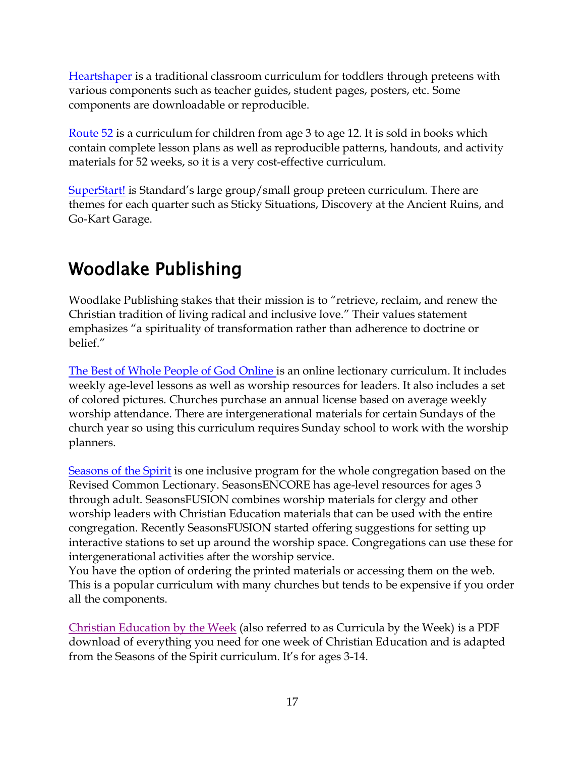Heartshaper is a traditional classroom curriculum for toddlers through preteens with various components such as teacher guides, student pages, posters, etc. Some components are downloadable or reproducible.

Route 52 is a curriculum for children from age 3 to age 12. It is sold in books which contain complete lesson plans as well as reproducible patterns, handouts, and activity materials for 52 weeks, so it is a very cost-effective curriculum.

SuperStart! is Standard's large group/small group preteen curriculum. There are themes for each quarter such as Sticky Situations, Discovery at the Ancient Ruins, and Go-Kart Garage.

## Woodlake Publishing

Woodlake Publishing stakes that their mission is to "retrieve, reclaim, and renew the Christian tradition of living radical and inclusive love." Their values statement emphasizes "a spirituality of transformation rather than adherence to doctrine or belief."

The Best of Whole People of God Online is an online lectionary curriculum. It includes weekly age-level lessons as well as worship resources for leaders. It also includes a set of colored pictures. Churches purchase an annual license based on average weekly worship attendance. There are intergenerational materials for certain Sundays of the church year so using this curriculum requires Sunday school to work with the worship planners.

Seasons of the Spirit is one inclusive program for the whole congregation based on the Revised Common Lectionary. SeasonsENCORE has age-level resources for ages 3 through adult. SeasonsFUSION combines worship materials for clergy and other worship leaders with Christian Education materials that can be used with the entire congregation. Recently SeasonsFUSION started offering suggestions for setting up interactive stations to set up around the worship space. Congregations can use these for intergenerational activities after the worship service.
You have the option of ordering the printed materials or accessing them on the web. This is a popular curriculum with many churches but tends to be expensive if you order all the components.

Christian Education by the Week (also referred to as Curricula by the Week) is a PDF download of everything you need for one week of Christian Education and is adapted from the Seasons of the Spirit curriculum. It's for ages 3-14.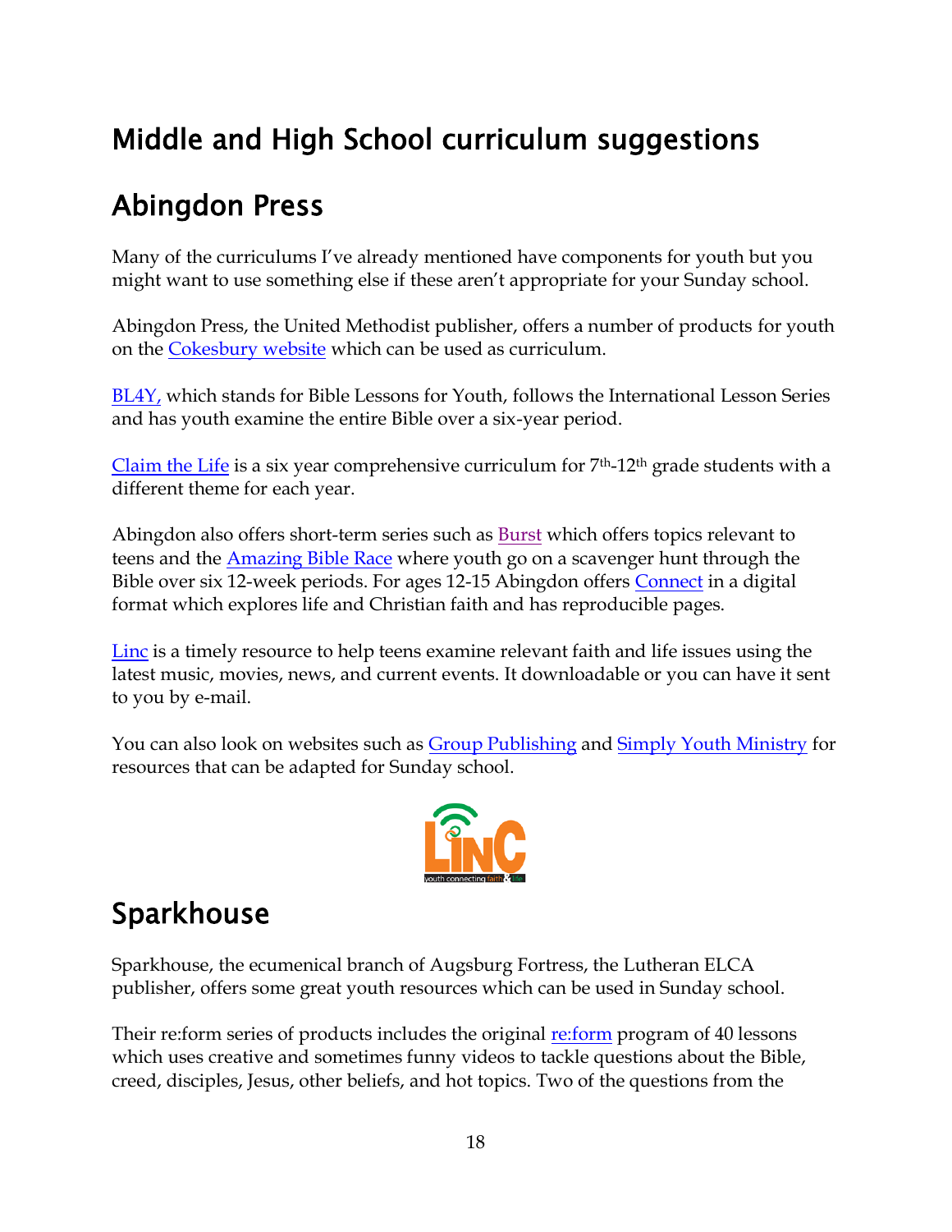# Middle and High School curriculum suggestions

## Abingdon Press

Many of the curriculums I've already mentioned have components for youth but you might want to use something else if these aren't appropriate for your Sunday school.

Abingdon Press, the United Methodist publisher, offers a number of products for youth on the Cokesbury website which can be used as curriculum.

BL4Y, which stands for Bible Lessons for Youth, follows the International Lesson Series and has youth examine the entire Bible over a six-year period.

Claim the Life is a six year comprehensive curriculum for 7th-12th grade students with a different theme for each year.

Abingdon also offers short-term series such as Burst which offers topics relevant to teens and the Amazing Bible Race where youth go on a scavenger hunt through the Bible over six 12-week periods. For ages 12-15 Abingdon offers Connect in a digital format which explores life and Christian faith and has reproducible pages.

Linc is a timely resource to help teens examine relevant faith and life issues using the latest music, movies, news, and current events. It downloadable or you can have it sent to you by e-mail.

You can also look on websites such as Group Publishing and Simply Youth Ministry for resources that can be adapted for Sunday school.

## Sparkhouse

Sparkhouse, the ecumenical branch of Augsburg Fortress, the Lutheran ELCA publisher, offers some great youth resources which can be used in Sunday school.

Their re:form series of products includes the original re:form program of 40 lessons which uses creative and sometimes funny videos to tackle questions about the Bible, creed, disciples, Jesus, other beliefs, and hot topics. Two of the questions from the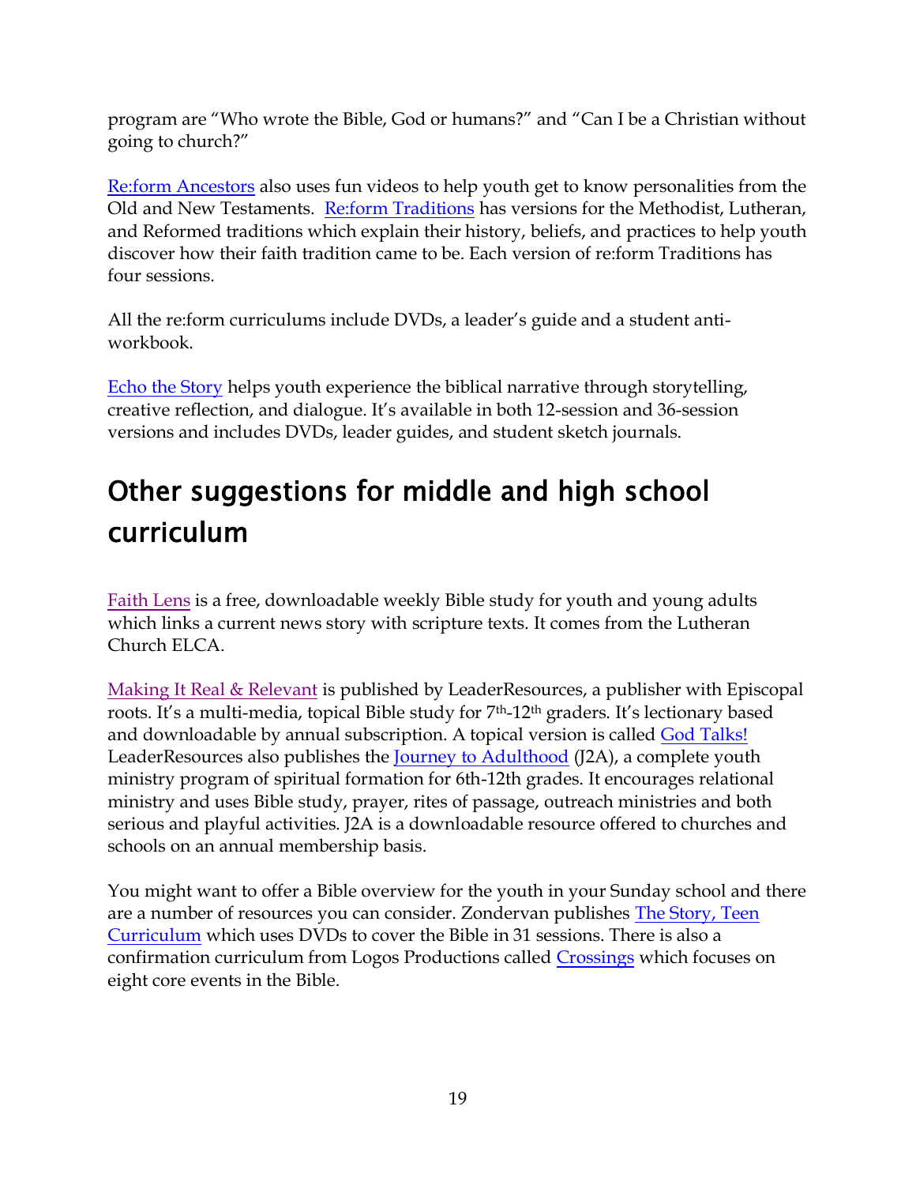program are "Who wrote the Bible, God or humans?" and "Can I be a Christian without going to church?"

Re:form Ancestors also uses fun videos to help youth get to know personalities from the Old and New Testaments. Re:form Traditions has versions for the Methodist, Lutheran, and Reformed traditions which explain their history, beliefs, and practices to help youth discover how their faith tradition came to be. Each version of re:form Traditions has four sessions.

All the re:form curriculums include DVDs, a leader's guide and a student anti-workbook.

Echo the Story helps youth experience the biblical narrative through storytelling, creative reflection, and dialogue. It's available in both 12-session and 36-session versions and includes DVDs, leader guides, and student sketch journals.

## Other suggestions for middle and high school curriculum

Faith Lens is a free, downloadable weekly Bible study for youth and young adults which links a current news story with scripture texts. It comes from the Lutheran Church ELCA.

Making It Real & Relevant is published by LeaderResources, a publisher with Episcopal roots. It's a multi-media, topical Bible study for 7th-12th graders. It's lectionary based and downloadable by annual subscription. A topical version is called God Talks! LeaderResources also publishes the Journey to Adulthood (J2A), a complete youth ministry program of spiritual formation for 6th-12th grades. It encourages relational ministry and uses Bible study, prayer, rites of passage, outreach ministries and both serious and playful activities. J2A is a downloadable resource offered to churches and schools on an annual membership basis.

You might want to offer a Bible overview for the youth in your Sunday school and there are a number of resources you can consider. Zondervan publishes The Story, Teen Curriculum which uses DVDs to cover the Bible in 31 sessions. There is also a confirmation curriculum from Logos Productions called Crossings which focuses on eight core events in the Bible.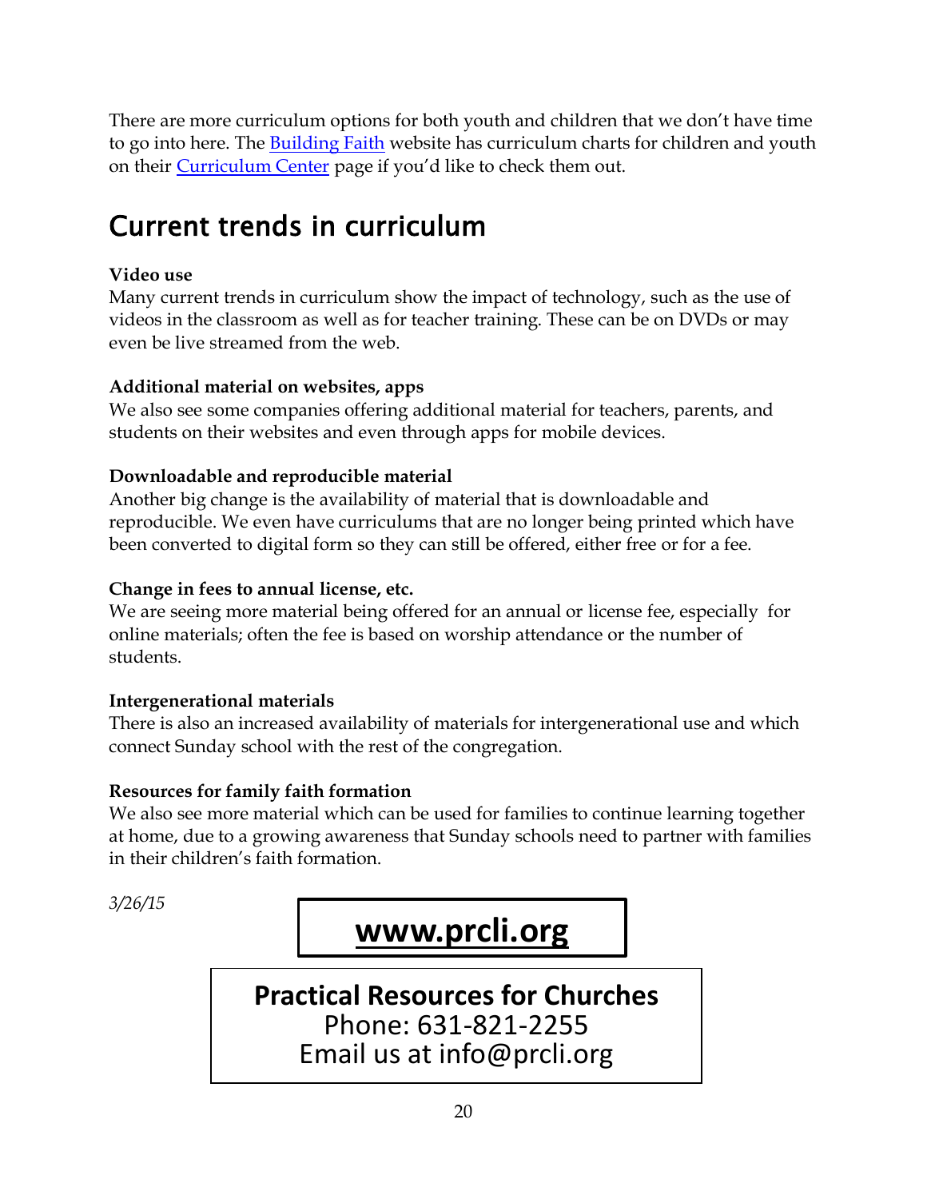There are more curriculum options for both youth and children that we don't have time to go into here. The Building Faith website has curriculum charts for children and youth on their Curriculum Center page if you'd like to check them out.

## Current trends in curriculum

**Video use**

Many current trends in curriculum show the impact of technology, such as the use of videos in the classroom as well as for teacher training. These can be on DVDs or may even be live streamed from the web.

**Additional material on websites, apps**

We also see some companies offering additional material for teachers, parents, and students on their websites and even through apps for mobile devices.

**Downloadable and reproducible material**

Another big change is the availability of material that is downloadable and reproducible. We even have curriculums that are no longer being printed which have been converted to digital form so they can still be offered, either free or for a fee.

**Change in fees to annual license, etc.**

We are seeing more material being offered for an annual or license fee, especially for online materials; often the fee is based on worship attendance or the number of students.

**Intergenerational materials**

There is also an increased availability of materials for intergenerational use and which connect Sunday school with the rest of the congregation.

**Resources for family faith formation**

We also see more material which can be used for families to continue learning together at home, due to a growing awareness that Sunday schools need to partner with families in their children's faith formation.

*3/26/15*

**www.prcli.org**

**Practical Resources for Churches**
Phone: 631-821-2255
Email us at info@prcli.org